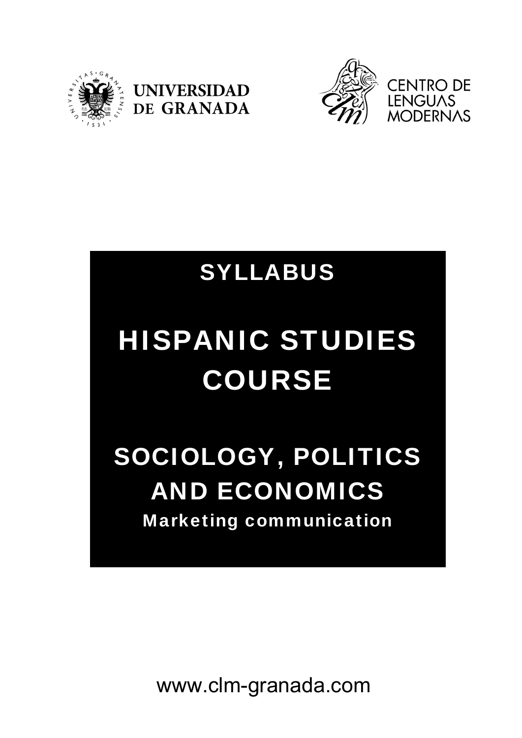UNIVERSIDAD DE GRANADA

CENTRO DE LENGUAS MODERNAS

# SYLLABUS

# HISPANIC STUDIES COURSE

## SOCIOLOGY, POLITICS AND ECONOMICS

### Marketing communication

www.clm-granada.com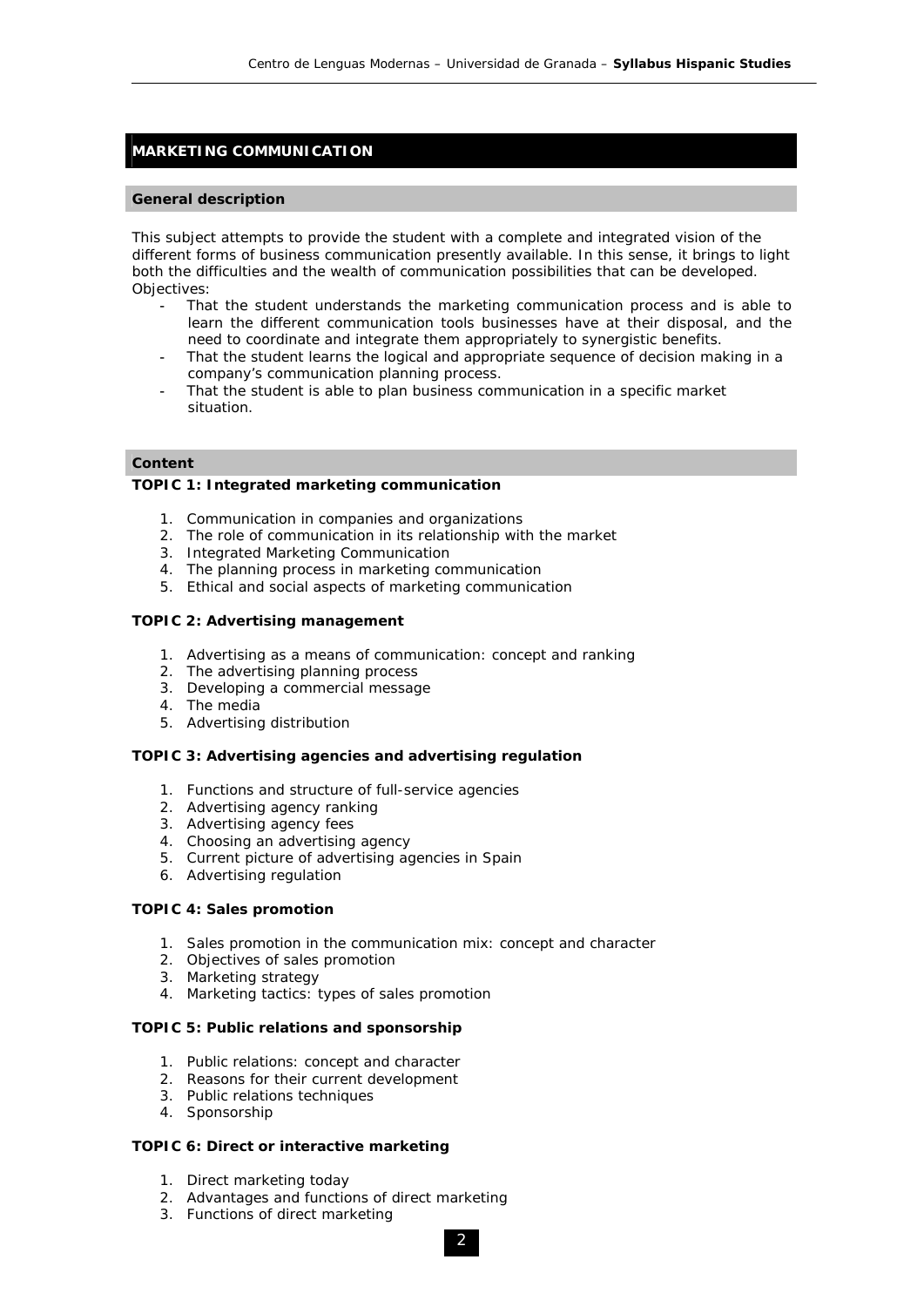## MARKETING COMMUNICATION

### General description

This subject attempts to provide the student with a complete and integrated vision of the different forms of business communication presently available. In this sense, it brings to light both the difficulties and the wealth of communication possibilities that can be developed.
Objectives:

- That the student understands the marketing communication process and is able to learn the different communication tools businesses have at their disposal, and the need to coordinate and integrate them appropriately to synergistic benefits.
- That the student learns the logical and appropriate sequence of decision making in a company's communication planning process.
- That the student is able to plan business communication in a specific market situation.

### Content

**TOPIC 1: Integrated marketing communication**

1. Communication in companies and organizations
2. The role of communication in its relationship with the market
3. Integrated Marketing Communication
4. The planning process in marketing communication
5. Ethical and social aspects of marketing communication

**TOPIC 2: Advertising management**

1. Advertising as a means of communication: concept and ranking
2. The advertising planning process
3. Developing a commercial message
4. The media
5. Advertising distribution

**TOPIC 3: Advertising agencies and advertising regulation**

1. Functions and structure of full-service agencies
2. Advertising agency ranking
3. Advertising agency fees
4. Choosing an advertising agency
5. Current picture of advertising agencies in Spain
6. Advertising regulation

**TOPIC 4: Sales promotion**

1. Sales promotion in the communication mix: concept and character
2. Objectives of sales promotion
3. Marketing strategy
4. Marketing tactics: types of sales promotion

**TOPIC 5: Public relations and sponsorship**

1. Public relations: concept and character
2. Reasons for their current development
3. Public relations techniques
4. Sponsorship

**TOPIC 6: Direct or interactive marketing**

1. Direct marketing today
2. Advantages and functions of direct marketing
3. Functions of direct marketing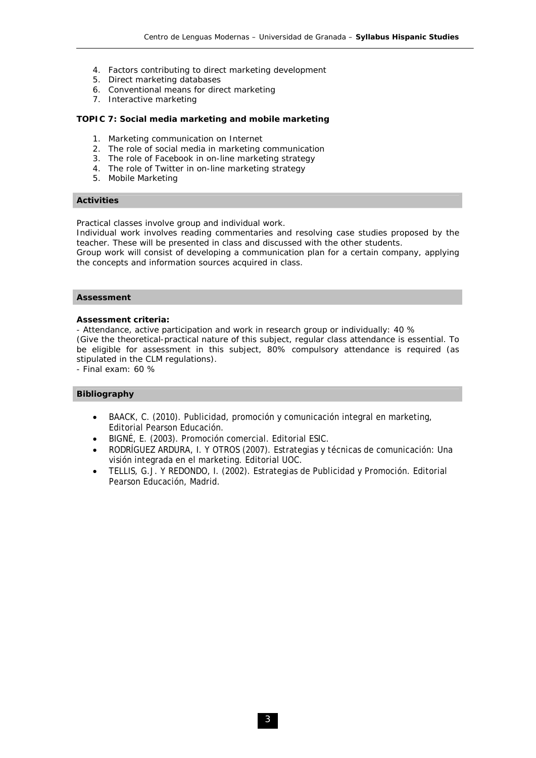4. Factors contributing to direct marketing development
5. Direct marketing databases
6. Conventional means for direct marketing
7. Interactive marketing

**TOPIC 7: Social media marketing and mobile marketing**

1. Marketing communication on Internet
2. The role of social media in marketing communication
3. The role of Facebook in on-line marketing strategy
4. The role of Twitter in on-line marketing strategy
5. Mobile Marketing

## Activities

Practical classes involve group and individual work.
Individual work involves reading commentaries and resolving case studies proposed by the teacher. These will be presented in class and discussed with the other students.
Group work will consist of developing a communication plan for a certain company, applying the concepts and information sources acquired in class.

## Assessment

**Assessment criteria:**

- Attendance, active participation and work in research group or individually: 40 %
(Give the theoretical-practical nature of this subject, regular class attendance is essential. To be eligible for assessment in this subject, 80% compulsory attendance is required (as stipulated in the CLM regulations).
- Final exam: 60 %

## Bibliography

- BAACK, C. (2010). Publicidad, promoción y comunicación integral en marketing, Editorial Pearson Educación.
- BIGNÉ, E. (2003). Promoción comercial. Editorial ESIC.
- RODRÍGUEZ ARDURA, I. Y OTROS (2007). Estrategias y técnicas de comunicación: Una visión integrada en el marketing. Editorial UOC.
- TELLIS, G.J. Y REDONDO, I. (2002). Estrategias de Publicidad y Promoción. Editorial Pearson Educación, Madrid.